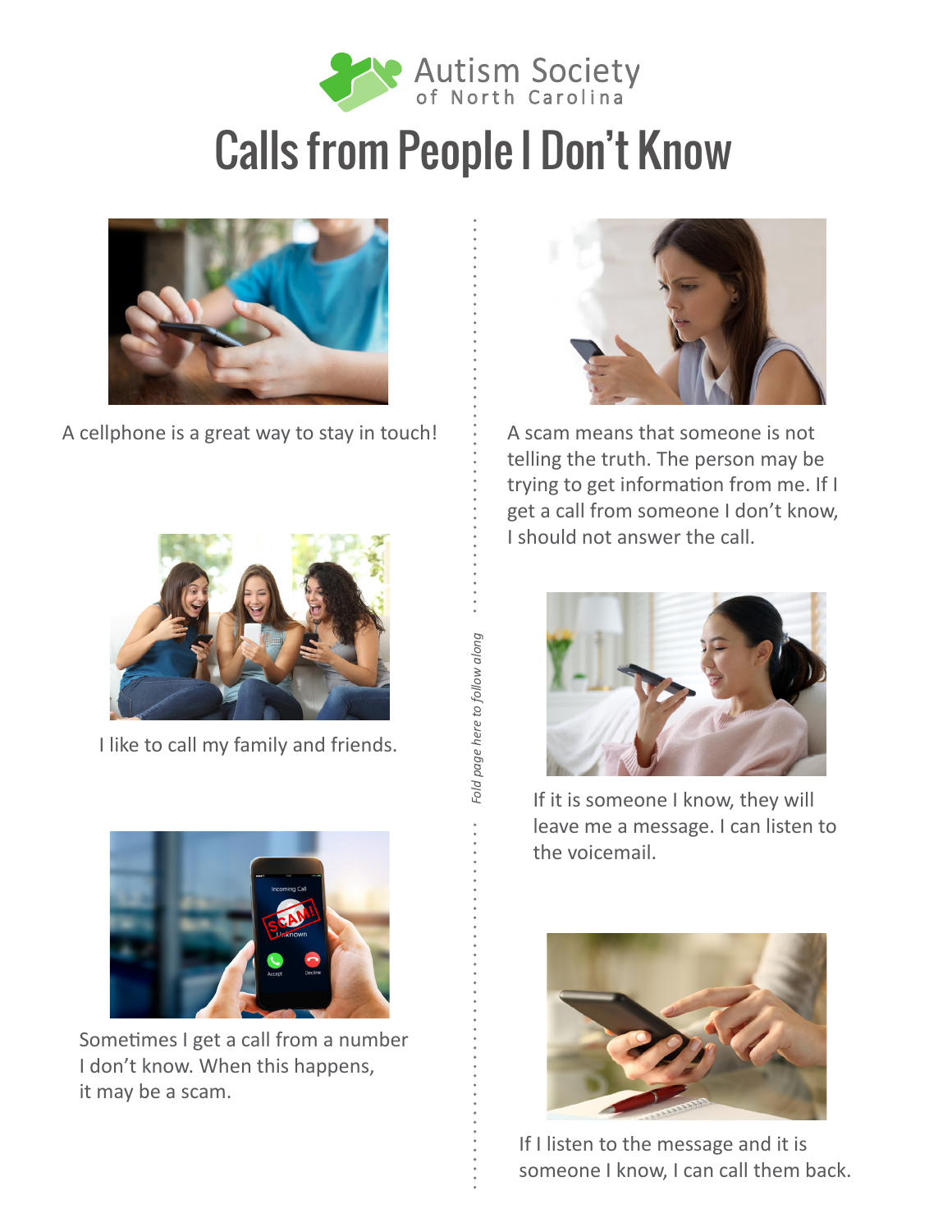Autism Society of North Carolina

# Calls from People I Don't Know

A cellphone is a great way to stay in touch!

I like to call my family and friends.

Sometimes I get a call from a number I don't know. When this happens, it may be a scam.

*Fold page here to follow along*

A scam means that someone is not telling the truth. The person may be trying to get information from me. If I get a call from someone I don't know, I should not answer the call.

If it is someone I know, they will leave me a message. I can listen to the voicemail.

If I listen to the message and it is someone I know, I can call them back.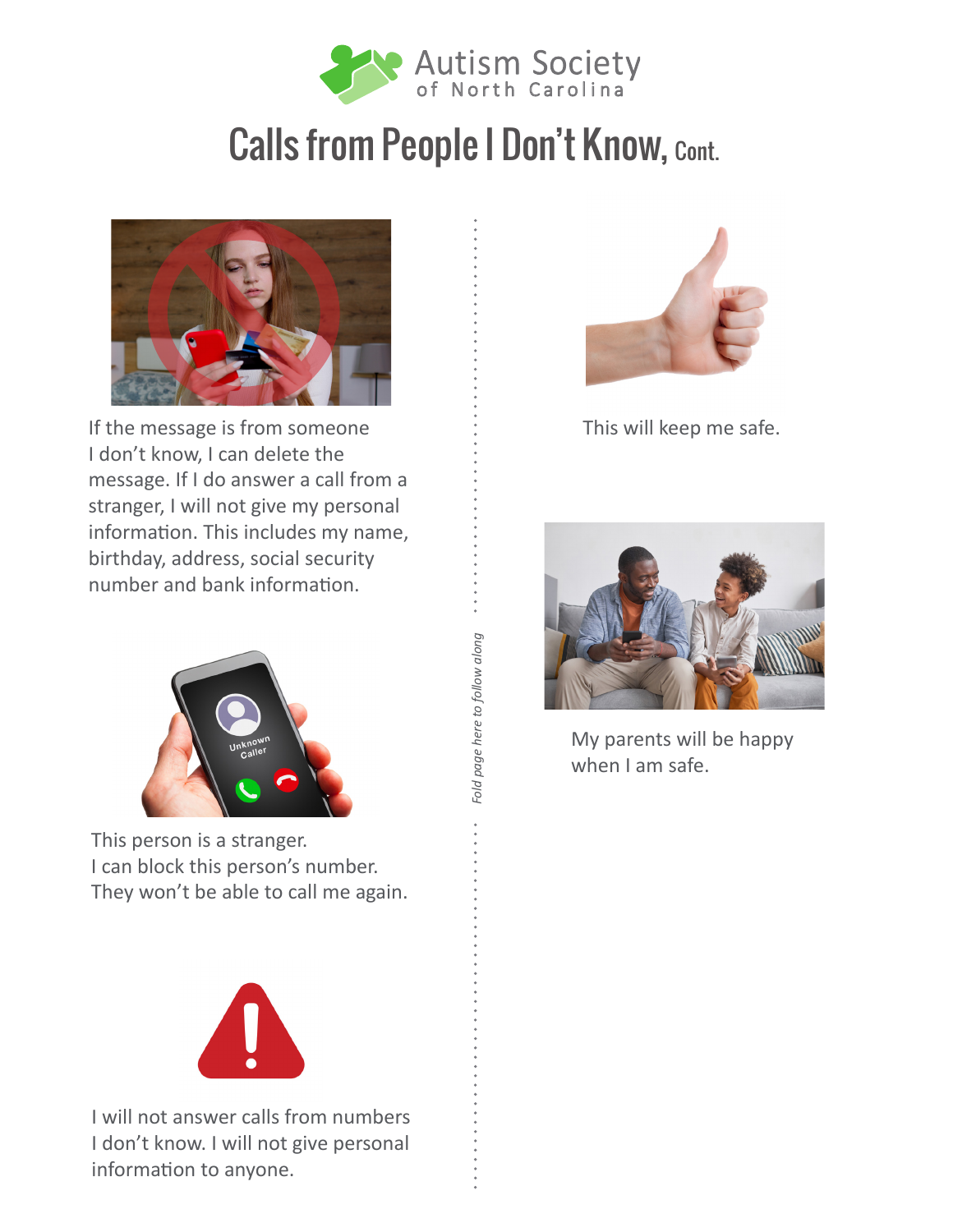Autism Society of North Carolina

# Calls from People I Don't Know, Cont.

If the message is from someone I don't know, I can delete the message. If I do answer a call from a stranger, I will not give my personal information. This includes my name, birthday, address, social security number and bank information.

This person is a stranger.
I can block this person's number.
They won't be able to call me again.

I will not answer calls from numbers I don't know. I will not give personal information to anyone.

*Fold page here to follow along*

This will keep me safe.

My parents will be happy when I am safe.